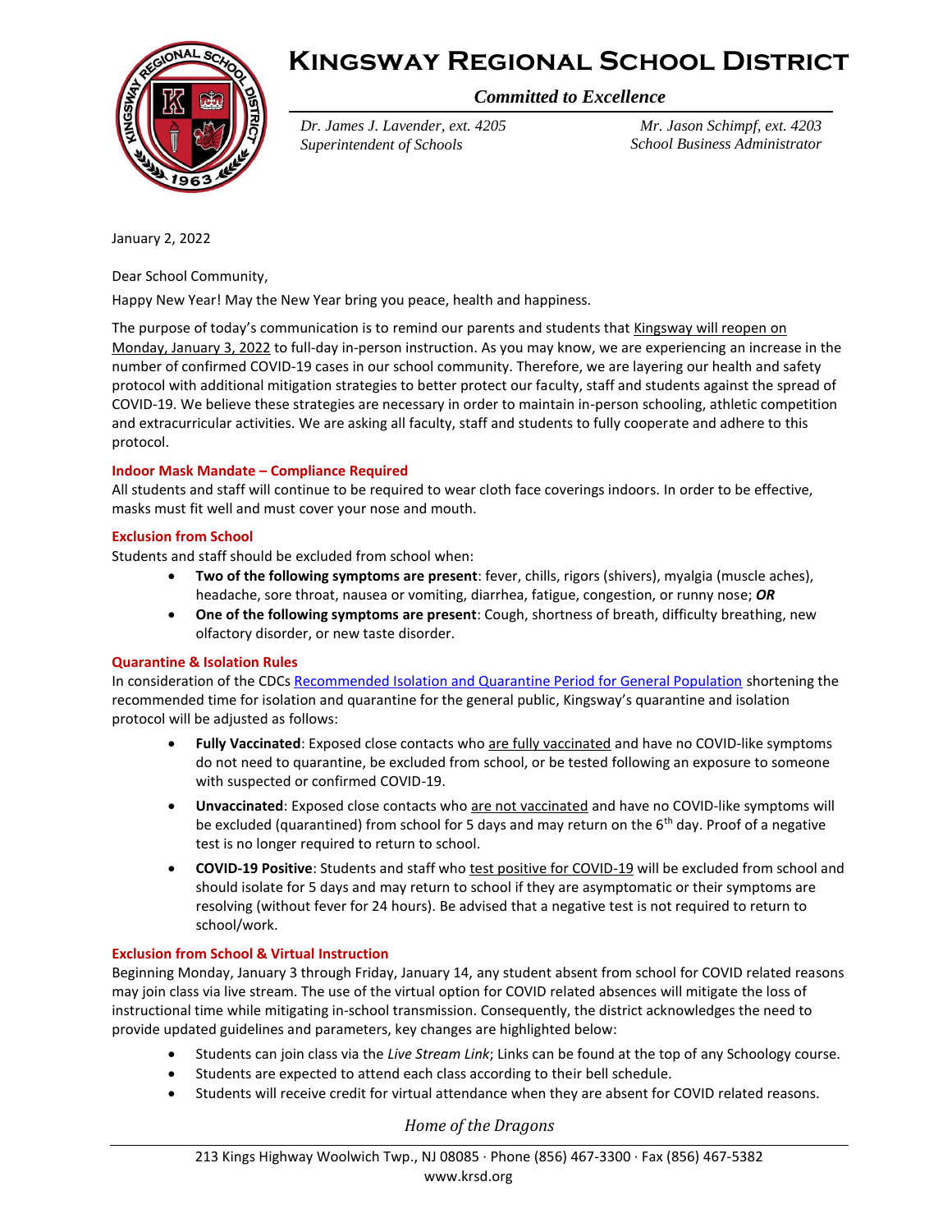# Kingsway Regional School District

*Committed to Excellence*

*Dr. James J. Lavender, ext. 4205*
*Superintendent of Schools*

*Mr. Jason Schimpf, ext. 4203*
*School Business Administrator*

January 2, 2022

Dear School Community,

Happy New Year! May the New Year bring you peace, health and happiness.

The purpose of today's communication is to remind our parents and students that Kingsway will reopen on Monday, January 3, 2022 to full-day in-person instruction. As you may know, we are experiencing an increase in the number of confirmed COVID-19 cases in our school community. Therefore, we are layering our health and safety protocol with additional mitigation strategies to better protect our faculty, staff and students against the spread of COVID-19. We believe these strategies are necessary in order to maintain in-person schooling, athletic competition and extracurricular activities. We are asking all faculty, staff and students to fully cooperate and adhere to this protocol.

### Indoor Mask Mandate – Compliance Required

All students and staff will continue to be required to wear cloth face coverings indoors. In order to be effective, masks must fit well and must cover your nose and mouth.

### Exclusion from School

Students and staff should be excluded from school when:

- **Two of the following symptoms are present**: fever, chills, rigors (shivers), myalgia (muscle aches), headache, sore throat, nausea or vomiting, diarrhea, fatigue, congestion, or runny nose; ***OR***
- **One of the following symptoms are present**: Cough, shortness of breath, difficulty breathing, new olfactory disorder, or new taste disorder.

### Quarantine & Isolation Rules

In consideration of the CDCs Recommended Isolation and Quarantine Period for General Population shortening the recommended time for isolation and quarantine for the general public, Kingsway's quarantine and isolation protocol will be adjusted as follows:

- **Fully Vaccinated**: Exposed close contacts who are fully vaccinated and have no COVID-like symptoms do not need to quarantine, be excluded from school, or be tested following an exposure to someone with suspected or confirmed COVID-19.
- **Unvaccinated**: Exposed close contacts who are not vaccinated and have no COVID-like symptoms will be excluded (quarantined) from school for 5 days and may return on the 6th day. Proof of a negative test is no longer required to return to school.
- **COVID-19 Positive**: Students and staff who test positive for COVID-19 will be excluded from school and should isolate for 5 days and may return to school if they are asymptomatic or their symptoms are resolving (without fever for 24 hours). Be advised that a negative test is not required to return to school/work.

### Exclusion from School & Virtual Instruction

Beginning Monday, January 3 through Friday, January 14, any student absent from school for COVID related reasons may join class via live stream. The use of the virtual option for COVID related absences will mitigate the loss of instructional time while mitigating in-school transmission. Consequently, the district acknowledges the need to provide updated guidelines and parameters, key changes are highlighted below:

- Students can join class via the *Live Stream Link*; Links can be found at the top of any Schoology course.
- Students are expected to attend each class according to their bell schedule.
- Students will receive credit for virtual attendance when they are absent for COVID related reasons.

*Home of the Dragons*

213 Kings Highway Woolwich Twp., NJ 08085 · Phone (856) 467-3300 · Fax (856) 467-5382
www.krsd.org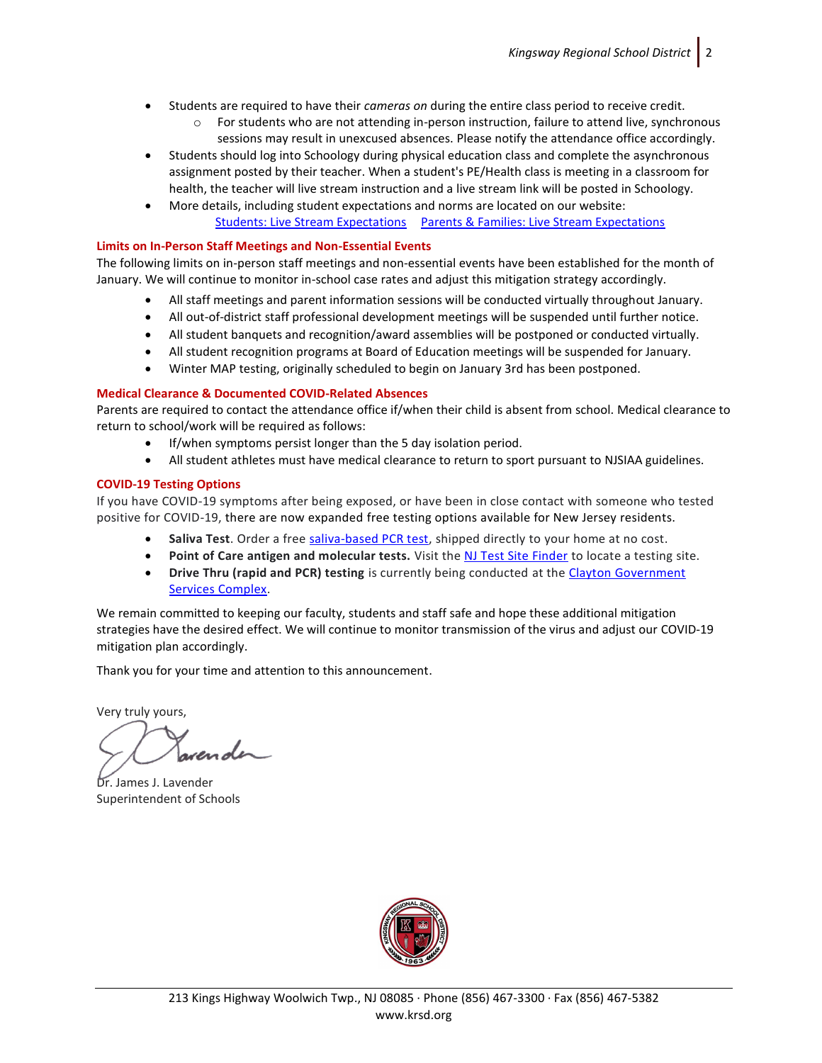- Students are required to have their *cameras on* during the entire class period to receive credit.
  - For students who are not attending in-person instruction, failure to attend live, synchronous sessions may result in unexcused absences. Please notify the attendance office accordingly.
- Students should log into Schoology during physical education class and complete the asynchronous assignment posted by their teacher. When a student's PE/Health class is meeting in a classroom for health, the teacher will live stream instruction and a live stream link will be posted in Schoology.
- More details, including student expectations and norms are located on our website: Students: Live Stream Expectations    Parents & Families: Live Stream Expectations

### Limits on In-Person Staff Meetings and Non-Essential Events

The following limits on in-person staff meetings and non-essential events have been established for the month of January. We will continue to monitor in-school case rates and adjust this mitigation strategy accordingly.

- All staff meetings and parent information sessions will be conducted virtually throughout January.
- All out-of-district staff professional development meetings will be suspended until further notice.
- All student banquets and recognition/award assemblies will be postponed or conducted virtually.
- All student recognition programs at Board of Education meetings will be suspended for January.
- Winter MAP testing, originally scheduled to begin on January 3rd has been postponed.

### Medical Clearance & Documented COVID-Related Absences

Parents are required to contact the attendance office if/when their child is absent from school. Medical clearance to return to school/work will be required as follows:

- If/when symptoms persist longer than the 5 day isolation period.
- All student athletes must have medical clearance to return to sport pursuant to NJSIAA guidelines.

### COVID-19 Testing Options

If you have COVID-19 symptoms after being exposed, or have been in close contact with someone who tested positive for COVID-19, there are now expanded free testing options available for New Jersey residents.

- **Saliva Test**. Order a free saliva-based PCR test, shipped directly to your home at no cost.
- **Point of Care antigen and molecular tests.** Visit the NJ Test Site Finder to locate a testing site.
- **Drive Thru (rapid and PCR) testing** is currently being conducted at the Clayton Government Services Complex.

We remain committed to keeping our faculty, students and staff safe and hope these additional mitigation strategies have the desired effect. We will continue to monitor transmission of the virus and adjust our COVID-19 mitigation plan accordingly.

Thank you for your time and attention to this announcement.

Very truly yours,

Dr. James J. Lavender
Superintendent of Schools

213 Kings Highway Woolwich Twp., NJ 08085 · Phone (856) 467-3300 · Fax (856) 467-5382
www.krsd.org